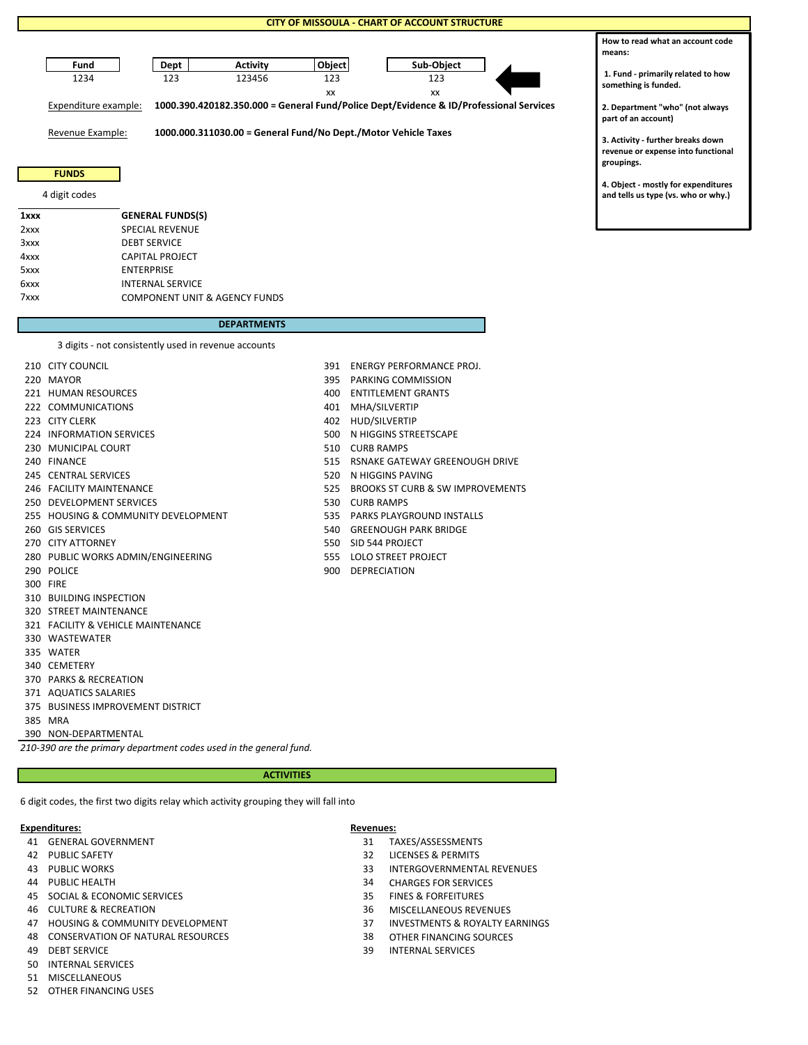# CITY OF MISSOULA - CHART OF ACCOUNT STRUCTURE

| Fund | Dept | Activity | Object | Sub-Object |
|---|---|---|---|---|
| 1234 | 123 | 123456 | 123 | 123 |
| | | | xx | xx |

Expenditure example: **1000.390.420182.350.000 = General Fund/Police Dept/Evidence & ID/Professional Services**

Revenue Example: **1000.000.311030.00 = General Fund/No Dept./Motor Vehicle Taxes**

**How to read what an account code means:**

**1. Fund - primarily related to how something is funded.**

**2. Department "who" (not always part of an account)**

**3. Activity - further breaks down revenue or expense into functional groupings.**

**4. Object - mostly for expenditures and tells us type (vs. who or why.)**

## FUNDS

4 digit codes

| | |
|---|---|
| **1xxx** | **GENERAL FUNDS(S)** |
| 2xxx | SPECIAL REVENUE |
| 3xxx | DEBT SERVICE |
| 4xxx | CAPITAL PROJECT |
| 5xxx | ENTERPRISE |
| 6xxx | INTERNAL SERVICE |
| 7xxx | COMPONENT UNIT & AGENCY FUNDS |

## DEPARTMENTS

3 digits - not consistently used in revenue accounts

| | |
|---|---|
| 210 | CITY COUNCIL |
| 220 | MAYOR |
| 221 | HUMAN RESOURCES |
| 222 | COMMUNICATIONS |
| 223 | CITY CLERK |
| 224 | INFORMATION SERVICES |
| 230 | MUNICIPAL COURT |
| 240 | FINANCE |
| 245 | CENTRAL SERVICES |
| 246 | FACILITY MAINTENANCE |
| 250 | DEVELOPMENT SERVICES |
| 255 | HOUSING & COMMUNITY DEVELOPMENT |
| 260 | GIS SERVICES |
| 270 | CITY ATTORNEY |
| 280 | PUBLIC WORKS ADMIN/ENGINEERING |
| 290 | POLICE |
| 300 | FIRE |
| 310 | BUILDING INSPECTION |
| 320 | STREET MAINTENANCE |
| 321 | FACILITY & VEHICLE MAINTENANCE |
| 330 | WASTEWATER |
| 335 | WATER |
| 340 | CEMETERY |
| 370 | PARKS & RECREATION |
| 371 | AQUATICS SALARIES |
| 375 | BUSINESS IMPROVEMENT DISTRICT |
| 385 | MRA |
| 390 | NON-DEPARTMENTAL |
| 391 | ENERGY PERFORMANCE PROJ. |
| 395 | PARKING COMMISSION |
| 400 | ENTITLEMENT GRANTS |
| 401 | MHA/SILVERTIP |
| 402 | HUD/SILVERTIP |
| 500 | N HIGGINS STREETSCAPE |
| 510 | CURB RAMPS |
| 515 | RSNAKE GATEWAY GREENOUGH DRIVE |
| 520 | N HIGGINS PAVING |
| 525 | BROOKS ST CURB & SW IMPROVEMENTS |
| 530 | CURB RAMPS |
| 535 | PARKS PLAYGROUND INSTALLS |
| 540 | GREENOUGH PARK BRIDGE |
| 550 | SID 544 PROJECT |
| 555 | LOLO STREET PROJECT |
| 900 | DEPRECIATION |

*210-390 are the primary department codes used in the general fund.*

## ACTIVITIES

6 digit codes, the first two digits relay which activity grouping they will fall into

**Expenditures:**

| | |
|---|---|
| 41 | GENERAL GOVERNMENT |
| 42 | PUBLIC SAFETY |
| 43 | PUBLIC WORKS |
| 44 | PUBLIC HEALTH |
| 45 | SOCIAL & ECONOMIC SERVICES |
| 46 | CULTURE & RECREATION |
| 47 | HOUSING & COMMUNITY DEVELOPMENT |
| 48 | CONSERVATION OF NATURAL RESOURCES |
| 49 | DEBT SERVICE |
| 50 | INTERNAL SERVICES |
| 51 | MISCELLANEOUS |
| 52 | OTHER FINANCING USES |

**Revenues:**

| | |
|---|---|
| 31 | TAXES/ASSESSMENTS |
| 32 | LICENSES & PERMITS |
| 33 | INTERGOVERNMENTAL REVENUES |
| 34 | CHARGES FOR SERVICES |
| 35 | FINES & FORFEITURES |
| 36 | MISCELLANEOUS REVENUES |
| 37 | INVESTMENTS & ROYALTY EARNINGS |
| 38 | OTHER FINANCING SOURCES |
| 39 | INTERNAL SERVICES |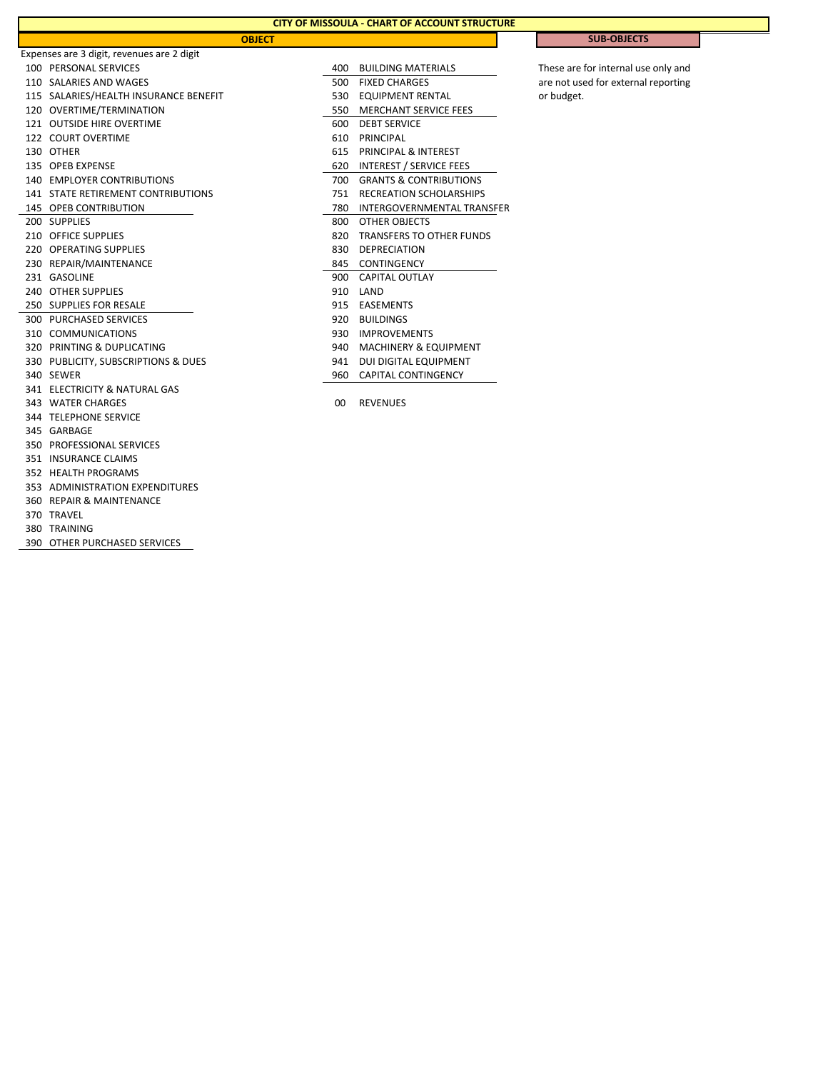# CITY OF MISSOULA - CHART OF ACCOUNT STRUCTURE

## OBJECT

Expenses are 3 digit, revenues are 2 digit

| | |
|---|---|
| 100 | PERSONAL SERVICES |
| 110 | SALARIES AND WAGES |
| 115 | SALARIES/HEALTH INSURANCE BENEFIT |
| 120 | OVERTIME/TERMINATION |
| 121 | OUTSIDE HIRE OVERTIME |
| 122 | COURT OVERTIME |
| 130 | OTHER |
| 135 | OPEB EXPENSE |
| 140 | EMPLOYER CONTRIBUTIONS |
| 141 | STATE RETIREMENT CONTRIBUTIONS |
| 145 | OPEB CONTRIBUTION |
| 200 | SUPPLIES |
| 210 | OFFICE SUPPLIES |
| 220 | OPERATING SUPPLIES |
| 230 | REPAIR/MAINTENANCE |
| 231 | GASOLINE |
| 240 | OTHER SUPPLIES |
| 250 | SUPPLIES FOR RESALE |
| 300 | PURCHASED SERVICES |
| 310 | COMMUNICATIONS |
| 320 | PRINTING & DUPLICATING |
| 330 | PUBLICITY, SUBSCRIPTIONS & DUES |
| 340 | SEWER |
| 341 | ELECTRICITY & NATURAL GAS |
| 343 | WATER CHARGES |
| 344 | TELEPHONE SERVICE |
| 345 | GARBAGE |
| 350 | PROFESSIONAL SERVICES |
| 351 | INSURANCE CLAIMS |
| 352 | HEALTH PROGRAMS |
| 353 | ADMINISTRATION EXPENDITURES |
| 360 | REPAIR & MAINTENANCE |
| 370 | TRAVEL |
| 380 | TRAINING |
| 390 | OTHER PURCHASED SERVICES |
| 400 | BUILDING MATERIALS |
| 500 | FIXED CHARGES |
| 530 | EQUIPMENT RENTAL |
| 550 | MERCHANT SERVICE FEES |
| 600 | DEBT SERVICE |
| 610 | PRINCIPAL |
| 615 | PRINCIPAL & INTEREST |
| 620 | INTEREST / SERVICE FEES |
| 700 | GRANTS & CONTRIBUTIONS |
| 751 | RECREATION SCHOLARSHIPS |
| 780 | INTERGOVERNMENTAL TRANSFER |
| 800 | OTHER OBJECTS |
| 820 | TRANSFERS TO OTHER FUNDS |
| 830 | DEPRECIATION |
| 845 | CONTINGENCY |
| 900 | CAPITAL OUTLAY |
| 910 | LAND |
| 915 | EASEMENTS |
| 920 | BUILDINGS |
| 930 | IMPROVEMENTS |
| 940 | MACHINERY & EQUIPMENT |
| 941 | DUI DIGITAL EQUIPMENT |
| 960 | CAPITAL CONTINGENCY |
| 00 | REVENUES |

## SUB-OBJECTS

These are for internal use only and are not used for external reporting or budget.